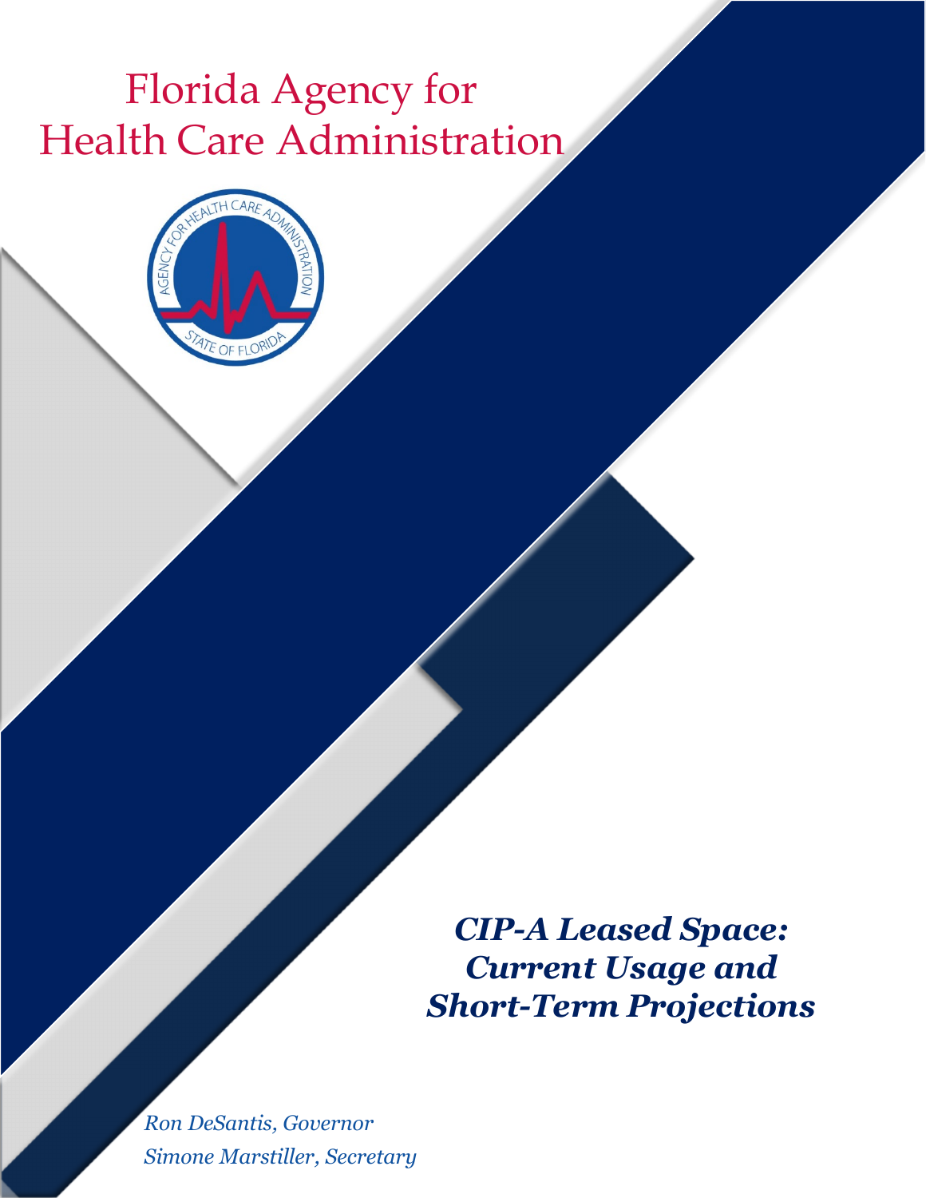# Florida Agency for Health Care Administration

***CIP-A Leased Space: Current Usage and Short-Term Projections***

*Ron DeSantis, Governor*

*Simone Marstiller, Secretary*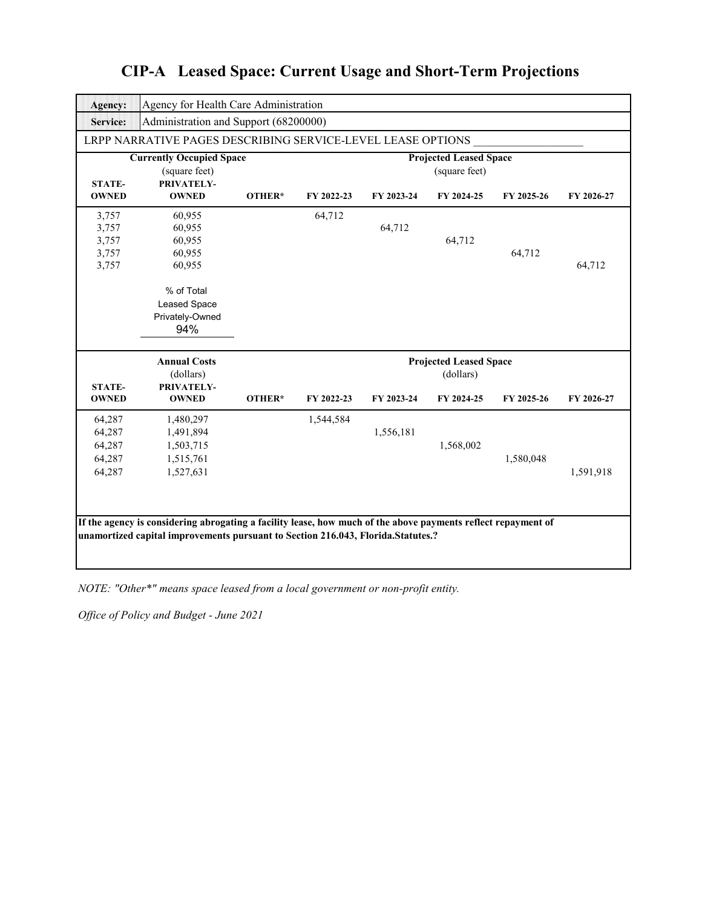# CIP-A Leased Space: Current Usage and Short-Term Projections

| **Agency:** | Agency for Health Care Administration |
|---|---|
| **Service:** | Administration and Support (68200000) |

LRPP NARRATIVE PAGES DESCRIBING SERVICE-LEVEL LEASE OPTIONS ___________________

| Currently Occupied Space (square feet) | | | Projected Leased Space (square feet) | | | | |
|---|---|---|---|---|---|---|---|
| **STATE-OWNED** | **PRIVATELY-OWNED** | **OTHER*** | **FY 2022-23** | **FY 2023-24** | **FY 2024-25** | **FY 2025-26** | **FY 2026-27** |
| 3,757 | 60,955 | | 64,712 | | | | |
| 3,757 | 60,955 | | | 64,712 | | | |
| 3,757 | 60,955 | | | | 64,712 | | |
| 3,757 | 60,955 | | | | | 64,712 | |
| 3,757 | 60,955 | | | | | | 64,712 |

% of Total Leased Space Privately-Owned: 94%

| Annual Costs (dollars) | | | Projected Leased Space (dollars) | | | | |
|---|---|---|---|---|---|---|---|
| **STATE-OWNED** | **PRIVATELY-OWNED** | **OTHER*** | **FY 2022-23** | **FY 2023-24** | **FY 2024-25** | **FY 2025-26** | **FY 2026-27** |
| 64,287 | 1,480,297 | | 1,544,584 | | | | |
| 64,287 | 1,491,894 | | | 1,556,181 | | | |
| 64,287 | 1,503,715 | | | | 1,568,002 | | |
| 64,287 | 1,515,761 | | | | | 1,580,048 | |
| 64,287 | 1,527,631 | | | | | | 1,591,918 |

**If the agency is considering abrogating a facility lease, how much of the above payments reflect repayment of unamortized capital improvements pursuant to Section 216.043, Florida.Statutes.?**

*NOTE: "Other*" means space leased from a local government or non-profit entity.*

*Office of Policy and Budget - June 2021*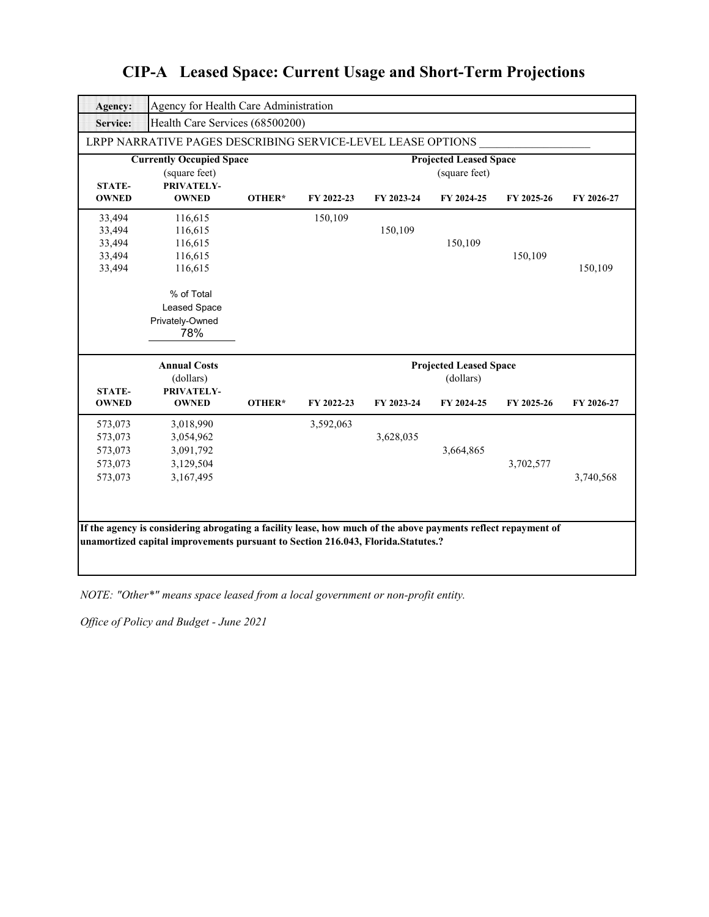# CIP-A Leased Space: Current Usage and Short-Term Projections

| **Agency:** | Agency for Health Care Administration |
|---|---|
| **Service:** | Health Care Services (68500200) |

LRPP NARRATIVE PAGES DESCRIBING SERVICE-LEVEL LEASE OPTIONS ___________________

| Currently Occupied Space (square feet) | | | Projected Leased Space (square feet) | | | | |
|---|---|---|---|---|---|---|---|
| **STATE-OWNED** | **PRIVATELY-OWNED** | **OTHER*** | **FY 2022-23** | **FY 2023-24** | **FY 2024-25** | **FY 2025-26** | **FY 2026-27** |
| 33,494 | 116,615 | | 150,109 | | | | |
| 33,494 | 116,615 | | | 150,109 | | | |
| 33,494 | 116,615 | | | | 150,109 | | |
| 33,494 | 116,615 | | | | | 150,109 | |
| 33,494 | 116,615 | | | | | | 150,109 |
| | % of Total Leased Space Privately-Owned 78% | | | | | | |

| Annual Costs (dollars) | | | Projected Leased Space (dollars) | | | | |
|---|---|---|---|---|---|---|---|
| **STATE-OWNED** | **PRIVATELY-OWNED** | **OTHER*** | **FY 2022-23** | **FY 2023-24** | **FY 2024-25** | **FY 2025-26** | **FY 2026-27** |
| 573,073 | 3,018,990 | | 3,592,063 | | | | |
| 573,073 | 3,054,962 | | | 3,628,035 | | | |
| 573,073 | 3,091,792 | | | | 3,664,865 | | |
| 573,073 | 3,129,504 | | | | | 3,702,577 | |
| 573,073 | 3,167,495 | | | | | | 3,740,568 |

**If the agency is considering abrogating a facility lease, how much of the above payments reflect repayment of unamortized capital improvements pursuant to Section 216.043, Florida.Statutes.?**

*NOTE: "Other*" means space leased from a local government or non-profit entity.*

*Office of Policy and Budget - June 2021*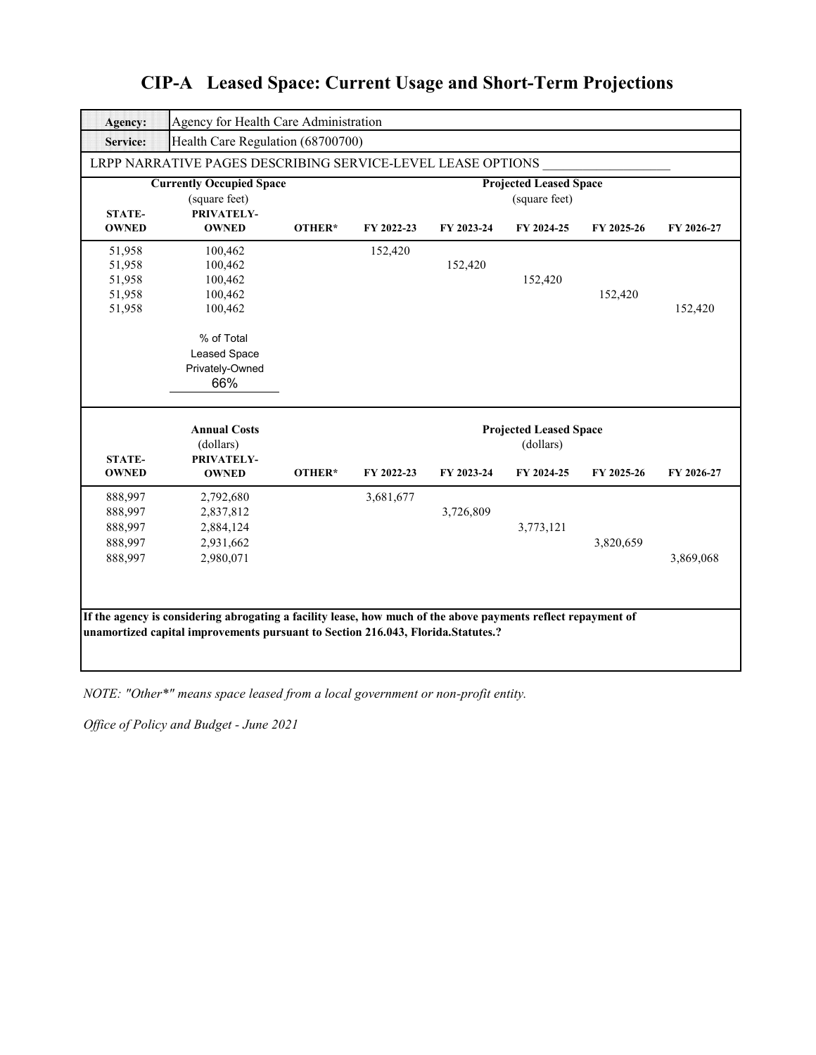# CIP-A Leased Space: Current Usage and Short-Term Projections

| **Agency:** | Agency for Health Care Administration |
|---|---|
| **Service:** | Health Care Regulation (68700700) |

LRPP NARRATIVE PAGES DESCRIBING SERVICE-LEVEL LEASE OPTIONS ___________________

| Currently Occupied Space (square feet) | | | Projected Leased Space (square feet) | | | | |
|---|---|---|---|---|---|---|---|
| **STATE-OWNED** | **PRIVATELY-OWNED** | **OTHER*** | **FY 2022-23** | **FY 2023-24** | **FY 2024-25** | **FY 2025-26** | **FY 2026-27** |
| 51,958 | 100,462 | | 152,420 | | | | |
| 51,958 | 100,462 | | | 152,420 | | | |
| 51,958 | 100,462 | | | | 152,420 | | |
| 51,958 | 100,462 | | | | | 152,420 | |
| 51,958 | 100,462 | | | | | | 152,420 |

% of Total Leased Space Privately-Owned: 66%

| Annual Costs (dollars) | | | Projected Leased Space (dollars) | | | | |
|---|---|---|---|---|---|---|---|
| **STATE-OWNED** | **PRIVATELY-OWNED** | **OTHER*** | **FY 2022-23** | **FY 2023-24** | **FY 2024-25** | **FY 2025-26** | **FY 2026-27** |
| 888,997 | 2,792,680 | | 3,681,677 | | | | |
| 888,997 | 2,837,812 | | | 3,726,809 | | | |
| 888,997 | 2,884,124 | | | | 3,773,121 | | |
| 888,997 | 2,931,662 | | | | | 3,820,659 | |
| 888,997 | 2,980,071 | | | | | | 3,869,068 |

**If the agency is considering abrogating a facility lease, how much of the above payments reflect repayment of unamortized capital improvements pursuant to Section 216.043, Florida.Statutes.?**

*NOTE: "Other*" means space leased from a local government or non-profit entity.*

*Office of Policy and Budget - June 2021*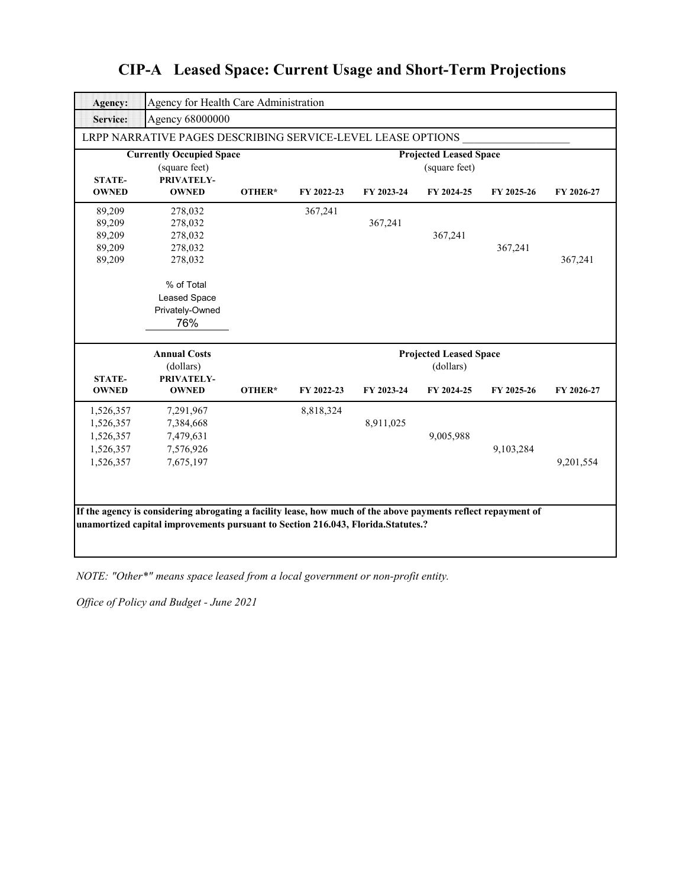# CIP-A Leased Space: Current Usage and Short-Term Projections

| | |
|---|---|
| **Agency:** | Agency for Health Care Administration |
| **Service:** | Agency 68000000 |

LRPP NARRATIVE PAGES DESCRIBING SERVICE-LEVEL LEASE OPTIONS ___________________

| **Currently Occupied Space** (square feet) | | | **Projected Leased Space** (square feet) | | | | |
|---|---|---|---|---|---|---|---|
| **STATE-OWNED** | **PRIVATELY-OWNED** | **OTHER*** | **FY 2022-23** | **FY 2023-24** | **FY 2024-25** | **FY 2025-26** | **FY 2026-27** |
| 89,209 | 278,032 | | 367,241 | | | | |
| 89,209 | 278,032 | | | 367,241 | | | |
| 89,209 | 278,032 | | | | 367,241 | | |
| 89,209 | 278,032 | | | | | 367,241 | |
| 89,209 | 278,032 | | | | | | 367,241 |

% of Total Leased Space Privately-Owned
76%

| **Annual Costs** (dollars) | | | **Projected Leased Space** (dollars) | | | | |
|---|---|---|---|---|---|---|---|
| **STATE-OWNED** | **PRIVATELY-OWNED** | **OTHER*** | **FY 2022-23** | **FY 2023-24** | **FY 2024-25** | **FY 2025-26** | **FY 2026-27** |
| 1,526,357 | 7,291,967 | | 8,818,324 | | | | |
| 1,526,357 | 7,384,668 | | | 8,911,025 | | | |
| 1,526,357 | 7,479,631 | | | | 9,005,988 | | |
| 1,526,357 | 7,576,926 | | | | | 9,103,284 | |
| 1,526,357 | 7,675,197 | | | | | | 9,201,554 |

**If the agency is considering abrogating a facility lease, how much of the above payments reflect repayment of unamortized capital improvements pursuant to Section 216.043, Florida.Statutes.?**

*NOTE: "Other*" means space leased from a local government or non-profit entity.*

*Office of Policy and Budget - June 2021*